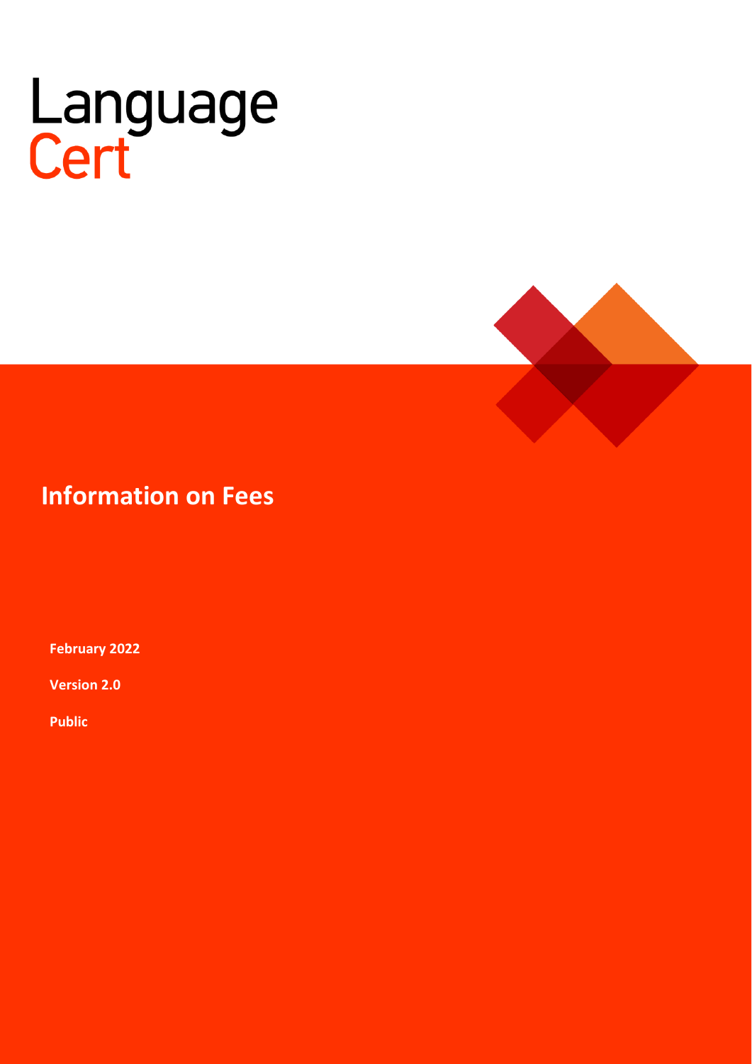Language
Cert

# Information on Fees

**February 2022**

**Version 2.0**

**Public**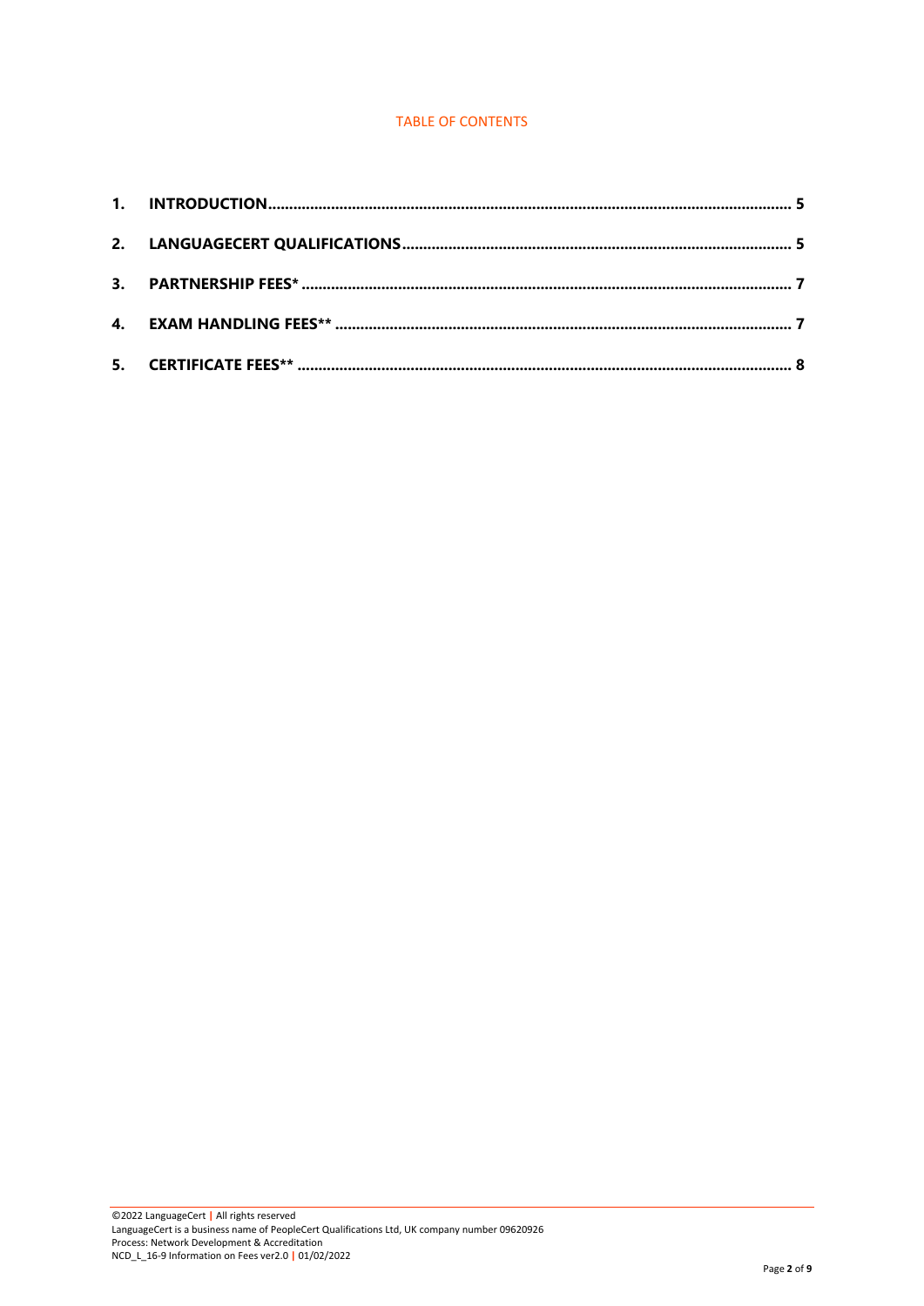## TABLE OF CONTENTS

1. INTRODUCTION .......... 5
2. LANGUAGECERT QUALIFICATIONS .......... 5
3. PARTNERSHIP FEES* .......... 7
4. EXAM HANDLING FEES** .......... 7
5. CERTIFICATE FEES** .......... 8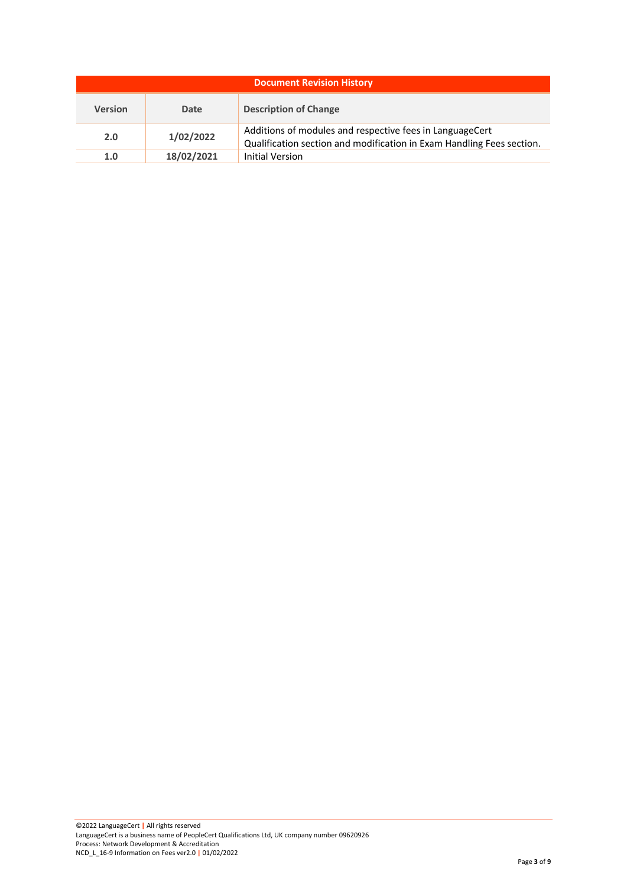| Document Revision History | | |
|---|---|---|
| **Version** | **Date** | **Description of Change** |
| **2.0** | **1/02/2022** | Additions of modules and respective fees in LanguageCert Qualification section and modification in Exam Handling Fees section. |
| **1.0** | **18/02/2021** | Initial Version |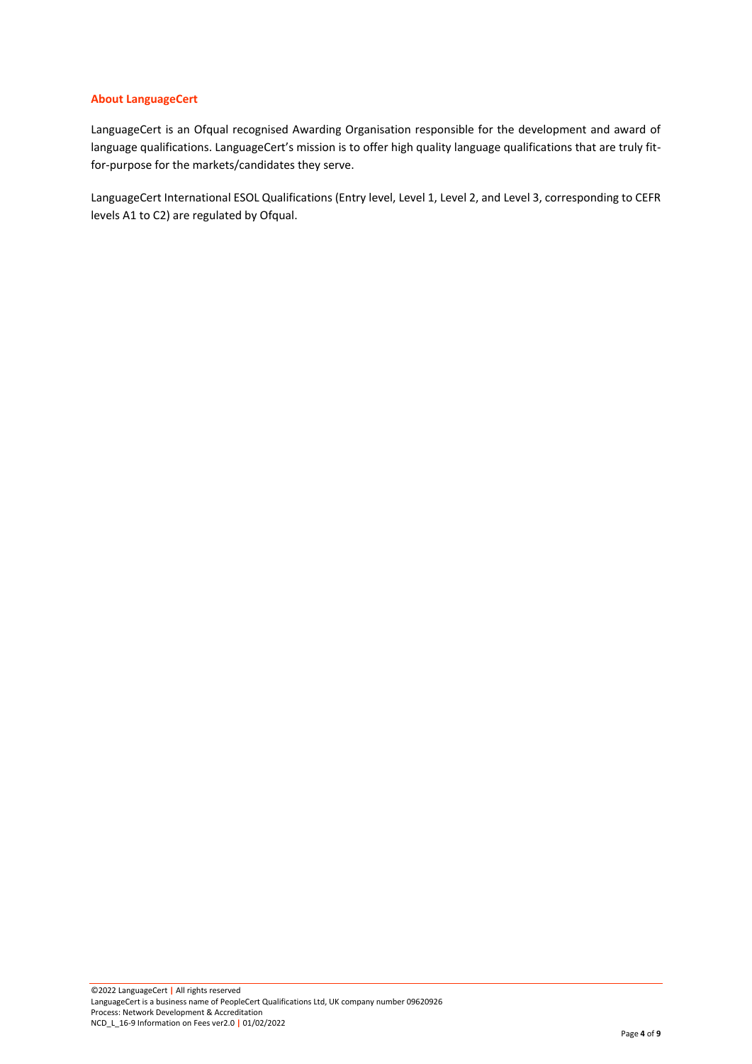## About LanguageCert

LanguageCert is an Ofqual recognised Awarding Organisation responsible for the development and award of language qualifications. LanguageCert's mission is to offer high quality language qualifications that are truly fit-for-purpose for the markets/candidates they serve.

LanguageCert International ESOL Qualifications (Entry level, Level 1, Level 2, and Level 3, corresponding to CEFR levels A1 to C2) are regulated by Ofqual.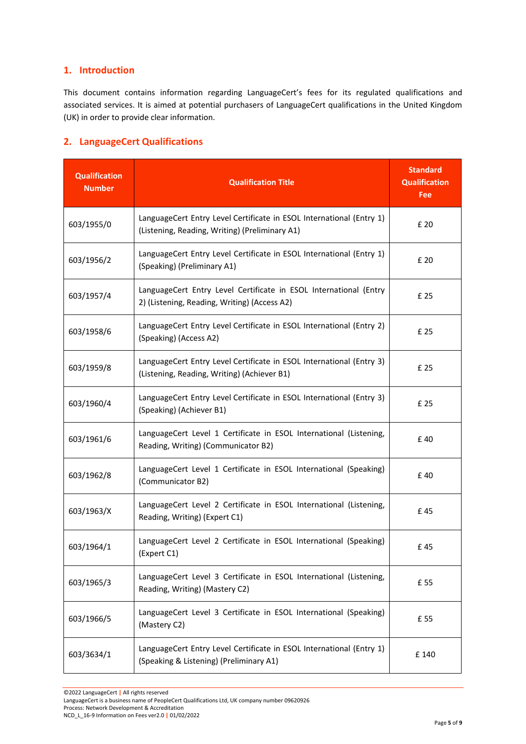## 1. Introduction

This document contains information regarding LanguageCert's fees for its regulated qualifications and associated services. It is aimed at potential purchasers of LanguageCert qualifications in the United Kingdom (UK) in order to provide clear information.

## 2. LanguageCert Qualifications

| Qualification Number | Qualification Title | Standard Qualification Fee |
|---|---|---|
| 603/1955/0 | LanguageCert Entry Level Certificate in ESOL International (Entry 1) (Listening, Reading, Writing) (Preliminary A1) | £ 20 |
| 603/1956/2 | LanguageCert Entry Level Certificate in ESOL International (Entry 1) (Speaking) (Preliminary A1) | £ 20 |
| 603/1957/4 | LanguageCert Entry Level Certificate in ESOL International (Entry 2) (Listening, Reading, Writing) (Access A2) | £ 25 |
| 603/1958/6 | LanguageCert Entry Level Certificate in ESOL International (Entry 2) (Speaking) (Access A2) | £ 25 |
| 603/1959/8 | LanguageCert Entry Level Certificate in ESOL International (Entry 3) (Listening, Reading, Writing) (Achiever B1) | £ 25 |
| 603/1960/4 | LanguageCert Entry Level Certificate in ESOL International (Entry 3) (Speaking) (Achiever B1) | £ 25 |
| 603/1961/6 | LanguageCert Level 1 Certificate in ESOL International (Listening, Reading, Writing) (Communicator B2) | £ 40 |
| 603/1962/8 | LanguageCert Level 1 Certificate in ESOL International (Speaking) (Communicator B2) | £ 40 |
| 603/1963/X | LanguageCert Level 2 Certificate in ESOL International (Listening, Reading, Writing) (Expert C1) | £ 45 |
| 603/1964/1 | LanguageCert Level 2 Certificate in ESOL International (Speaking) (Expert C1) | £ 45 |
| 603/1965/3 | LanguageCert Level 3 Certificate in ESOL International (Listening, Reading, Writing) (Mastery C2) | £ 55 |
| 603/1966/5 | LanguageCert Level 3 Certificate in ESOL International (Speaking) (Mastery C2) | £ 55 |
| 603/3634/1 | LanguageCert Entry Level Certificate in ESOL International (Entry 1) (Speaking & Listening) (Preliminary A1) | £ 140 |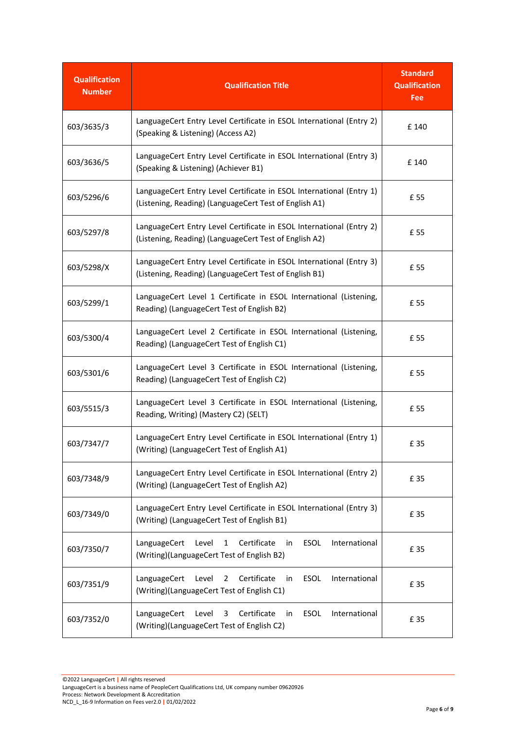| Qualification Number | Qualification Title | Standard Qualification Fee |
|---|---|---|
| 603/3635/3 | LanguageCert Entry Level Certificate in ESOL International (Entry 2) (Speaking & Listening) (Access A2) | £ 140 |
| 603/3636/5 | LanguageCert Entry Level Certificate in ESOL International (Entry 3) (Speaking & Listening) (Achiever B1) | £ 140 |
| 603/5296/6 | LanguageCert Entry Level Certificate in ESOL International (Entry 1) (Listening, Reading) (LanguageCert Test of English A1) | £ 55 |
| 603/5297/8 | LanguageCert Entry Level Certificate in ESOL International (Entry 2) (Listening, Reading) (LanguageCert Test of English A2) | £ 55 |
| 603/5298/X | LanguageCert Entry Level Certificate in ESOL International (Entry 3) (Listening, Reading) (LanguageCert Test of English B1) | £ 55 |
| 603/5299/1 | LanguageCert Level 1 Certificate in ESOL International (Listening, Reading) (LanguageCert Test of English B2) | £ 55 |
| 603/5300/4 | LanguageCert Level 2 Certificate in ESOL International (Listening, Reading) (LanguageCert Test of English C1) | £ 55 |
| 603/5301/6 | LanguageCert Level 3 Certificate in ESOL International (Listening, Reading) (LanguageCert Test of English C2) | £ 55 |
| 603/5515/3 | LanguageCert Level 3 Certificate in ESOL International (Listening, Reading, Writing) (Mastery C2) (SELT) | £ 55 |
| 603/7347/7 | LanguageCert Entry Level Certificate in ESOL International (Entry 1) (Writing) (LanguageCert Test of English A1) | £ 35 |
| 603/7348/9 | LanguageCert Entry Level Certificate in ESOL International (Entry 2) (Writing) (LanguageCert Test of English A2) | £ 35 |
| 603/7349/0 | LanguageCert Entry Level Certificate in ESOL International (Entry 3) (Writing) (LanguageCert Test of English B1) | £ 35 |
| 603/7350/7 | LanguageCert Level 1 Certificate in ESOL International (Writing)(LanguageCert Test of English B2) | £ 35 |
| 603/7351/9 | LanguageCert Level 2 Certificate in ESOL International (Writing)(LanguageCert Test of English C1) | £ 35 |
| 603/7352/0 | LanguageCert Level 3 Certificate in ESOL International (Writing)(LanguageCert Test of English C2) | £ 35 |

©2022 LanguageCert | All rights reserved
LanguageCert is a business name of PeopleCert Qualifications Ltd, UK company number 09620926
Process: Network Development & Accreditation
NCD_L_16-9 Information on Fees ver2.0 | 01/02/2022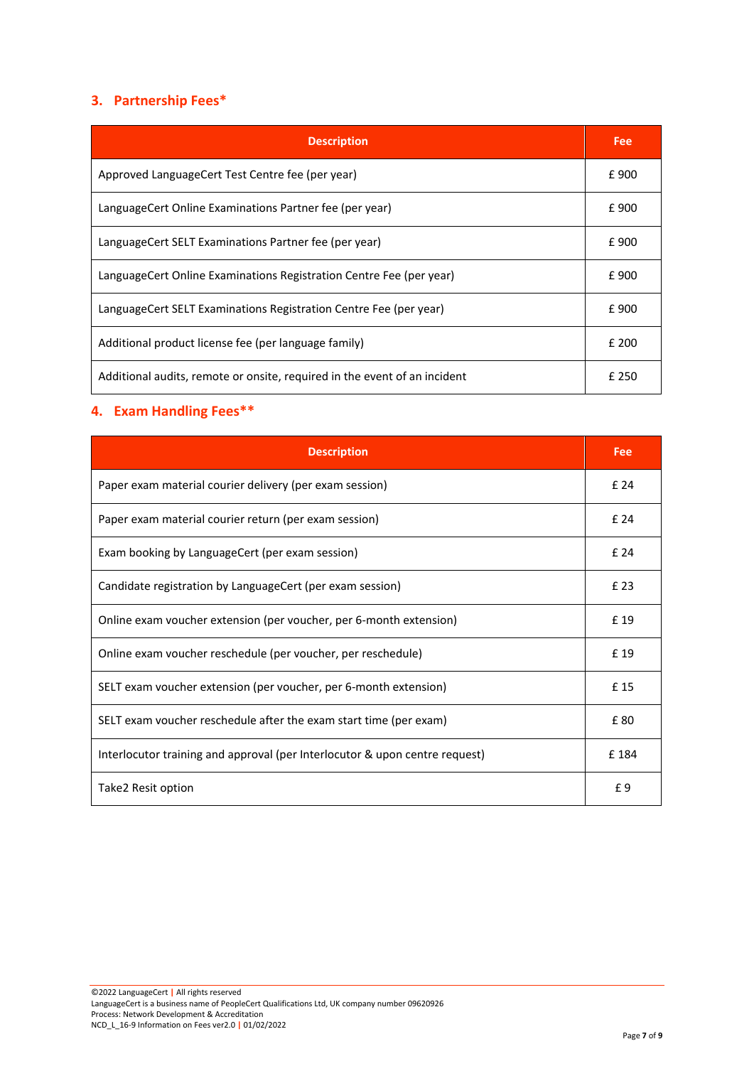## 3. Partnership Fees*

| Description | Fee |
|---|---|
| Approved LanguageCert Test Centre fee (per year) | £ 900 |
| LanguageCert Online Examinations Partner fee (per year) | £ 900 |
| LanguageCert SELT Examinations Partner fee (per year) | £ 900 |
| LanguageCert Online Examinations Registration Centre Fee (per year) | £ 900 |
| LanguageCert SELT Examinations Registration Centre Fee (per year) | £ 900 |
| Additional product license fee (per language family) | £ 200 |
| Additional audits, remote or onsite, required in the event of an incident | £ 250 |

## 4. Exam Handling Fees**

| Description | Fee |
|---|---|
| Paper exam material courier delivery (per exam session) | £ 24 |
| Paper exam material courier return (per exam session) | £ 24 |
| Exam booking by LanguageCert (per exam session) | £ 24 |
| Candidate registration by LanguageCert (per exam session) | £ 23 |
| Online exam voucher extension (per voucher, per 6-month extension) | £ 19 |
| Online exam voucher reschedule (per voucher, per reschedule) | £ 19 |
| SELT exam voucher extension (per voucher, per 6-month extension) | £ 15 |
| SELT exam voucher reschedule after the exam start time (per exam) | £ 80 |
| Interlocutor training and approval (per Interlocutor & upon centre request) | £ 184 |
| Take2 Resit option | £ 9 |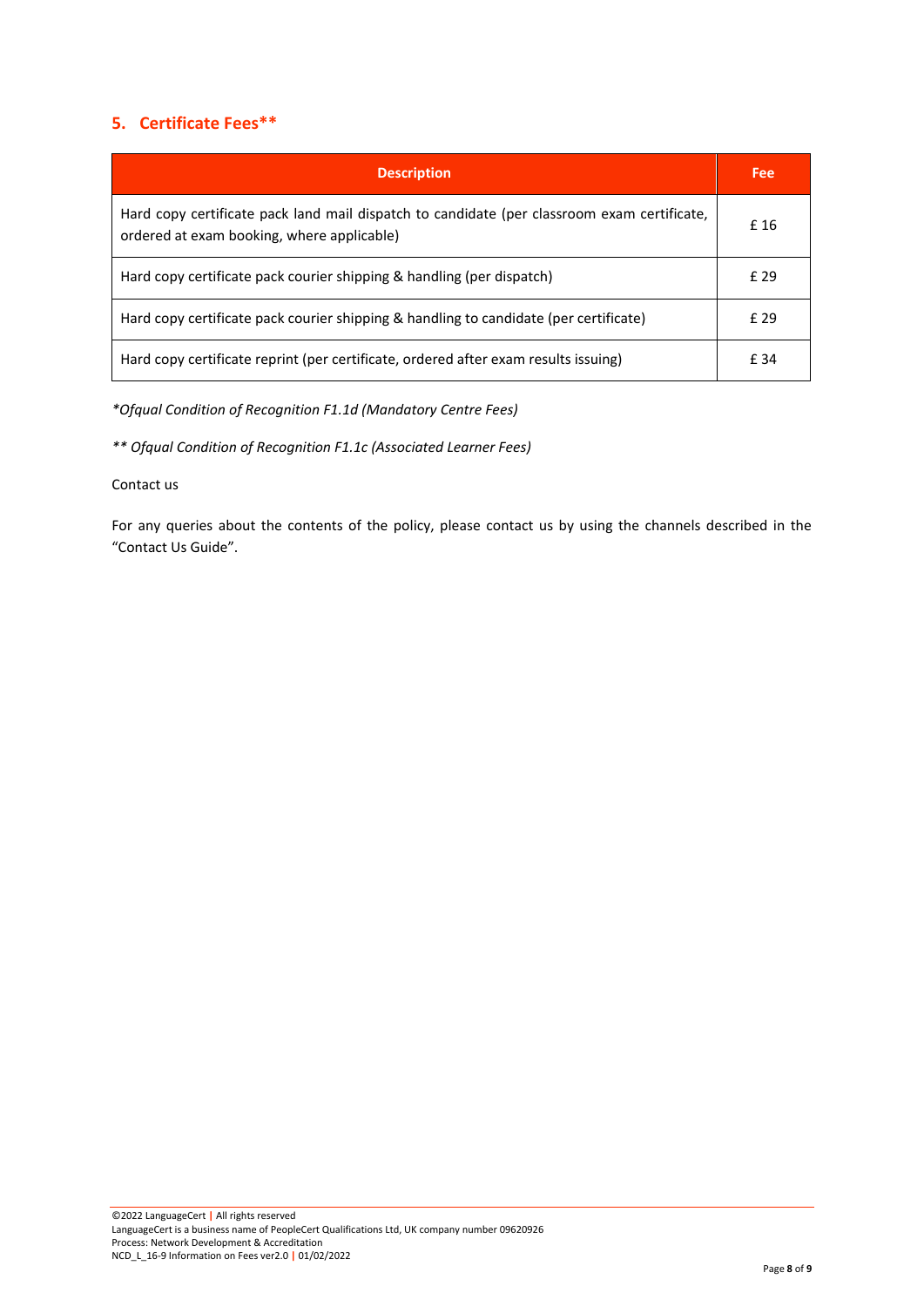## 5. Certificate Fees**

| Description | Fee |
|---|---|
| Hard copy certificate pack land mail dispatch to candidate (per classroom exam certificate, ordered at exam booking, where applicable) | £ 16 |
| Hard copy certificate pack courier shipping & handling (per dispatch) | £ 29 |
| Hard copy certificate pack courier shipping & handling to candidate (per certificate) | £ 29 |
| Hard copy certificate reprint (per certificate, ordered after exam results issuing) | £ 34 |

*\*Ofqual Condition of Recognition F1.1d (Mandatory Centre Fees)*

*\*\* Ofqual Condition of Recognition F1.1c (Associated Learner Fees)*

Contact us

For any queries about the contents of the policy, please contact us by using the channels described in the "Contact Us Guide".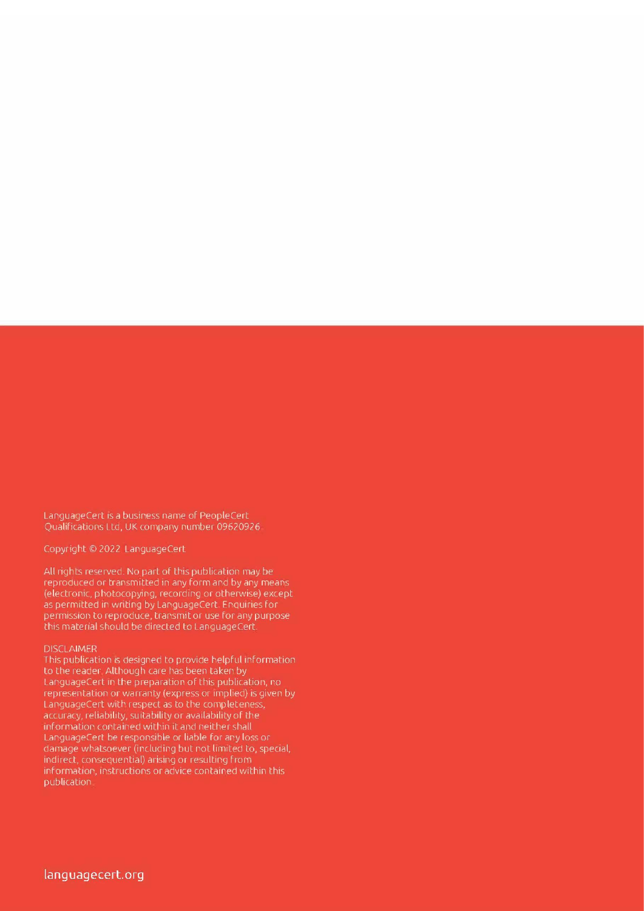LanguageCert is a business name of PeopleCert Qualifications Ltd, UK company number 09620926.

Copyright © 2022 LanguageCert

All rights reserved. No part of this publication may be reproduced or transmitted in any form and by any means (electronic, photocopying, recording or otherwise) except as permitted in writing by LanguageCert. Enquiries for permission to reproduce, transmit or use for any purpose this material should be directed to LanguageCert.

DISCLAIMER
This publication is designed to provide helpful information to the reader. Although care has been taken by LanguageCert in the preparation of this publication, no representation or warranty (express or implied) is given by LanguageCert with respect as to the completeness, accuracy, reliability, suitability or availability of the information contained within it and neither shall LanguageCert be responsible or liable for any loss or damage whatsoever (including but not limited to, special, indirect, consequential) arising or resulting from information, instructions or advice contained within this publication.

languagecert.org